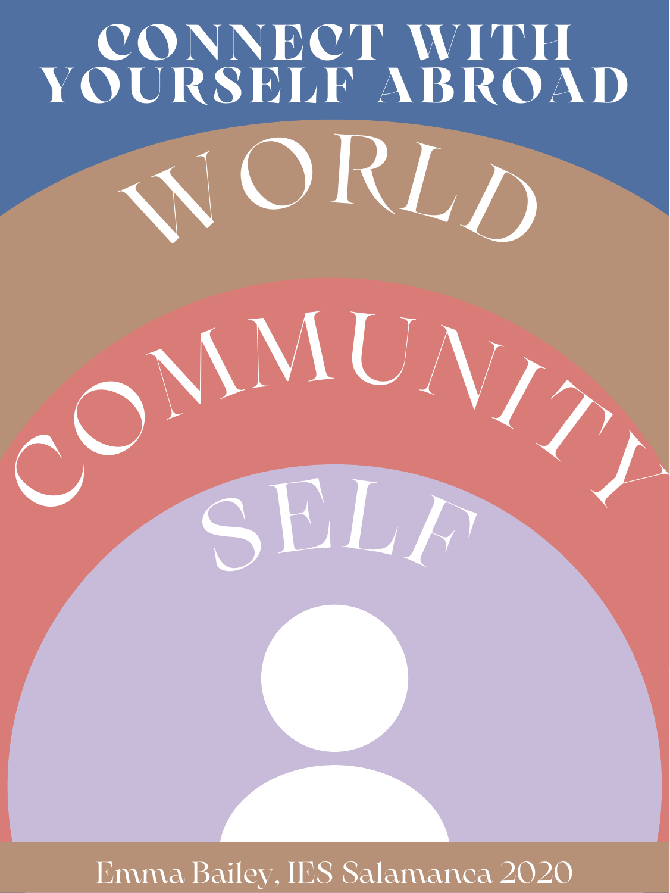# CONNECT WITH YOURSELF ABROAD

WORLD

COMMUNITY

SELF

Emma Bailey, IES Salamanca 2020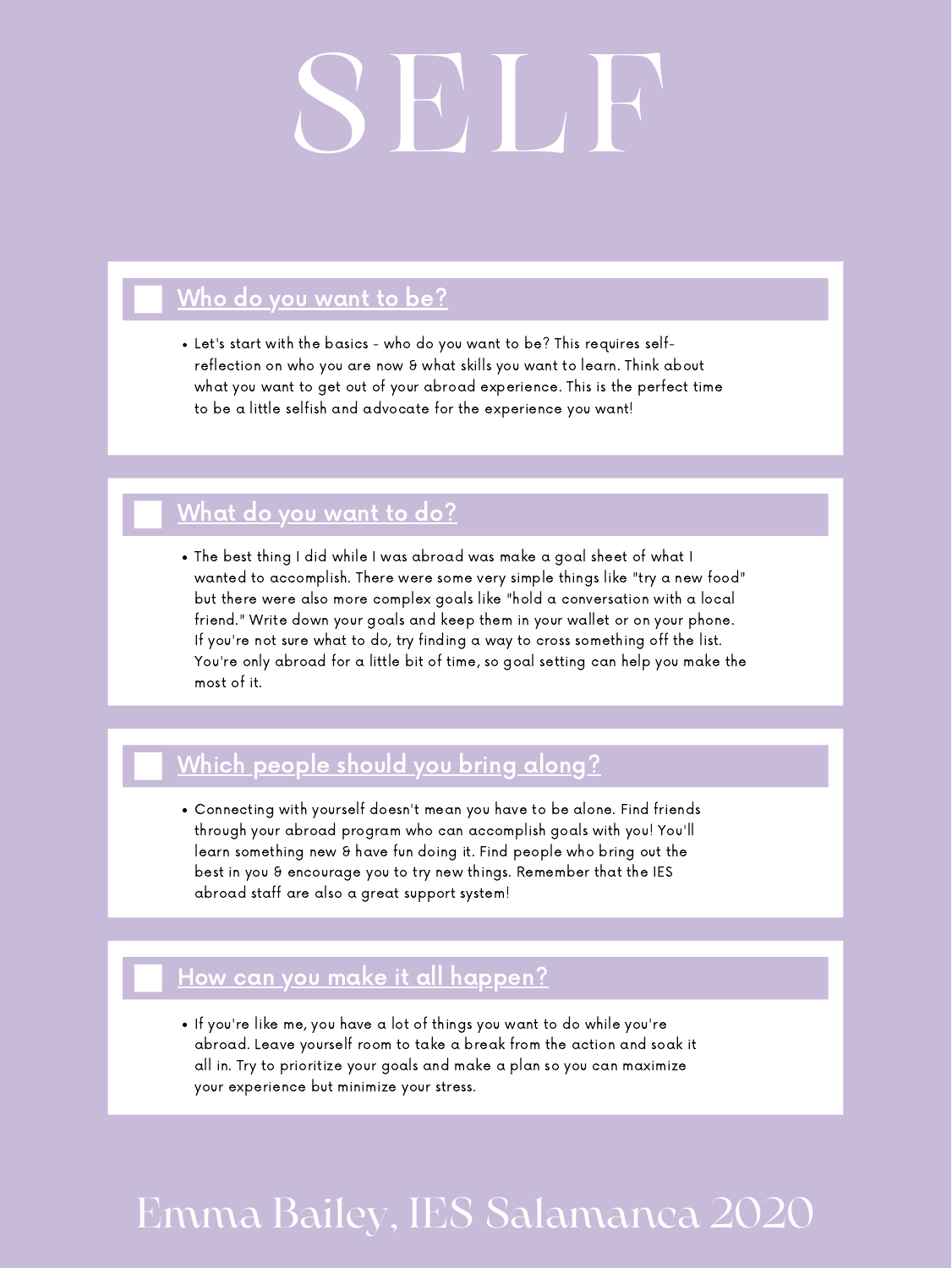# SELF

## Who do you want to be?

- Let's start with the basics - who do you want to be? This requires self-reflection on who you are now & what skills you want to learn. Think about what you want to get out of your abroad experience. This is the perfect time to be a little selfish and advocate for the experience you want!

## What do you want to do?

- The best thing I did while I was abroad was make a goal sheet of what I wanted to accomplish. There were some very simple things like "try a new food" but there were also more complex goals like "hold a conversation with a local friend." Write down your goals and keep them in your wallet or on your phone. If you're not sure what to do, try finding a way to cross something off the list. You're only abroad for a little bit of time, so goal setting can help you make the most of it.

## Which people should you bring along?

- Connecting with yourself doesn't mean you have to be alone. Find friends through your abroad program who can accomplish goals with you! You'll learn something new & have fun doing it. Find people who bring out the best in you & encourage you to try new things. Remember that the IES abroad staff are also a great support system!

## How can you make it all happen?

- If you're like me, you have a lot of things you want to do while you're abroad. Leave yourself room to take a break from the action and soak it all in. Try to prioritize your goals and make a plan so you can maximize your experience but minimize your stress.

Emma Bailey, IES Salamanca 2020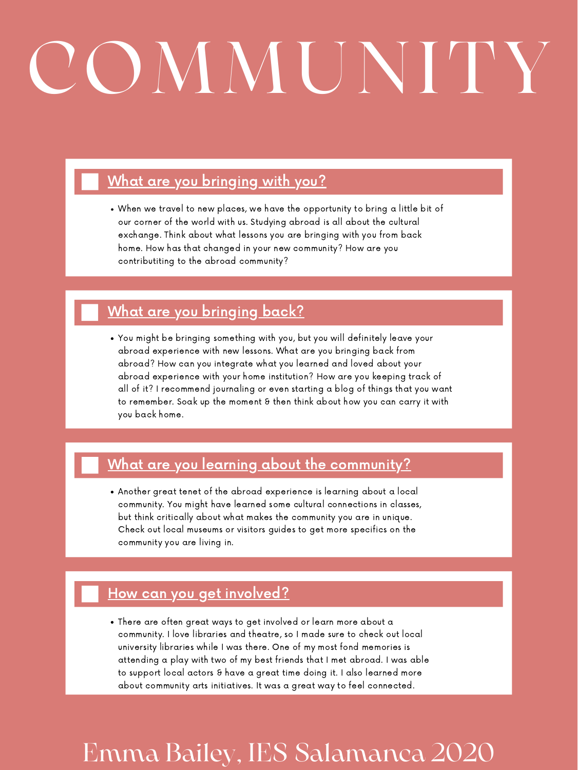# COMMUNITY

## What are you bringing with you?

- When we travel to new places, we have the opportunity to bring a little bit of our corner of the world with us. Studying abroad is all about the cultural exchange. Think about what lessons you are bringing with you from back home. How has that changed in your new community? How are you contributiting to the abroad community?

## What are you bringing back?

- You might be bringing something with you, but you will definitely leave your abroad experience with new lessons. What are you bringing back from abroad? How can you integrate what you learned and loved about your abroad experience with your home institution? How are you keeping track of all of it? I recommend journaling or even starting a blog of things that you want to remember. Soak up the moment & then think about how you can carry it with you back home.

## What are you learning about the community?

- Another great tenet of the abroad experience is learning about a local community. You might have learned some cultural connections in classes, but think critically about what makes the community you are in unique. Check out local museums or visitors guides to get more specifics on the community you are living in.

## How can you get involved?

- There are often great ways to get involved or learn more about a community. I love libraries and theatre, so I made sure to check out local university libraries while I was there. One of my most fond memories is attending a play with two of my best friends that I met abroad. I was able to support local actors & have a great time doing it. I also learned more about community arts initiatives. It was a great way to feel connected.

Emma Bailey, IES Salamanca 2020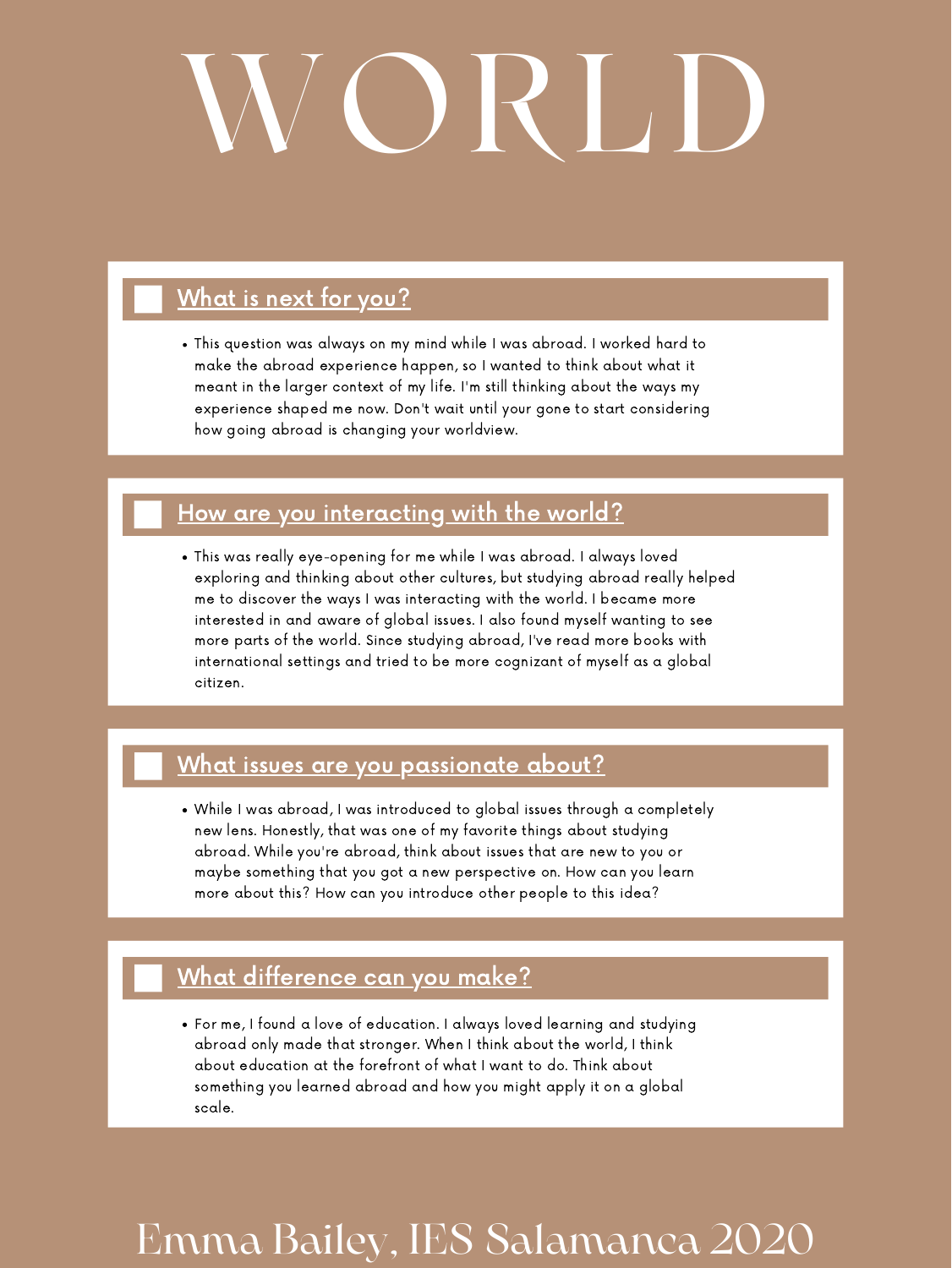# WORLD

## What is next for you?

- This question was always on my mind while I was abroad. I worked hard to make the abroad experience happen, so I wanted to think about what it meant in the larger context of my life. I'm still thinking about the ways my experience shaped me now. Don't wait until your gone to start considering how going abroad is changing your worldview.

## How are you interacting with the world?

- This was really eye-opening for me while I was abroad. I always loved exploring and thinking about other cultures, but studying abroad really helped me to discover the ways I was interacting with the world. I became more interested in and aware of global issues. I also found myself wanting to see more parts of the world. Since studying abroad, I've read more books with international settings and tried to be more cognizant of myself as a global citizen.

## What issues are you passionate about?

- While I was abroad, I was introduced to global issues through a completely new lens. Honestly, that was one of my favorite things about studying abroad. While you're abroad, think about issues that are new to you or maybe something that you got a new perspective on. How can you learn more about this? How can you introduce other people to this idea?

## What difference can you make?

- For me, I found a love of education. I always loved learning and studying abroad only made that stronger. When I think about the world, I think about education at the forefront of what I want to do. Think about something you learned abroad and how you might apply it on a global scale.

Emma Bailey, IES Salamanca 2020